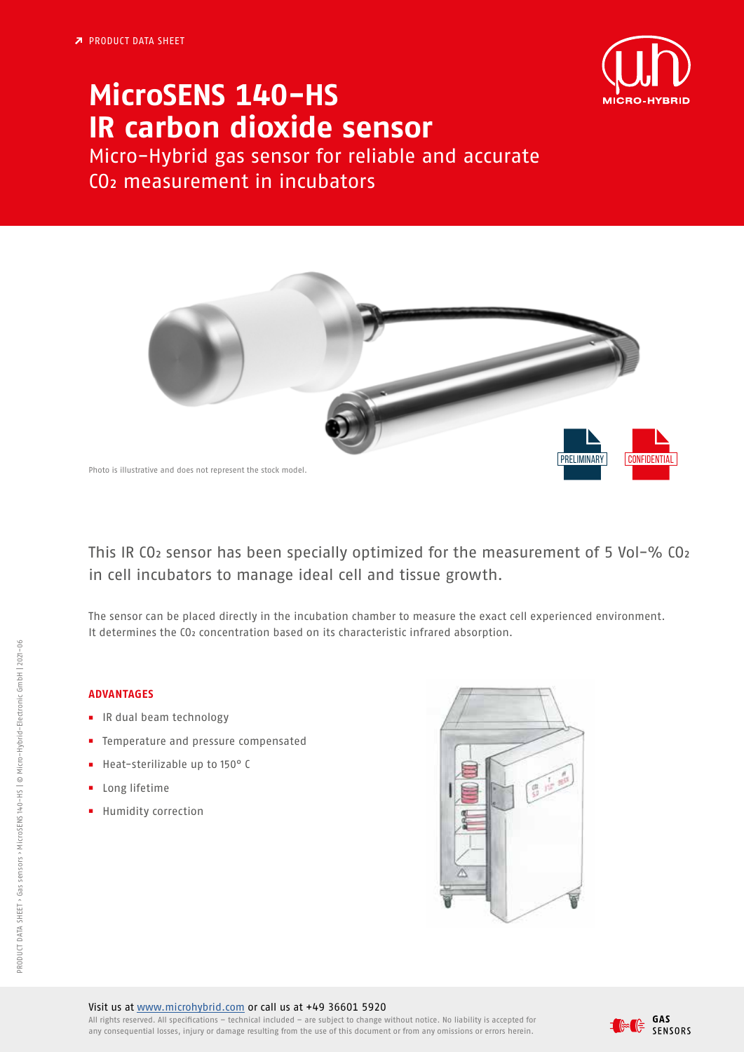↗ PRODUCT DATA SHEET

# MicroSENS 140-HS IR carbon dioxide sensor

Micro-Hybrid gas sensor for reliable and accurate $CO_2$ measurement in incubators

Photo is illustrative and does not represent the stock model.

PRELIMINARY

CONFIDENTIAL

This IR $CO_2$ sensor has been specially optimized for the measurement of 5 Vol-% $CO_2$ in cell incubators to manage ideal cell and tissue growth.

The sensor can be placed directly in the incubation chamber to measure the exact cell experienced environment. It determines the $CO_2$ concentration based on its characteristic infrared absorption.

## ADVANTAGES

- IR dual beam technology
- Temperature and pressure compensated
- Heat-sterilizable up to 150° C
- Long lifetime
- Humidity correction

Visit us at www.microhybrid.com or call us at +49 36601 5920

All rights reserved. All specifications – technical included – are subject to change without notice. No liability is accepted for any consequential losses, injury or damage resulting from the use of this document or from any omissions or errors herein.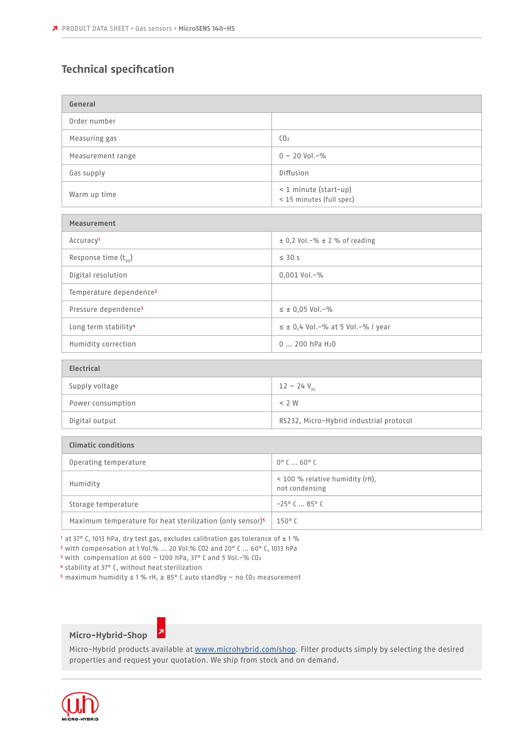## Technical specification

| | |
|---|---|
| **General** | |
| Order number | |
| Measuring gas | $CO_2$ |
| Measurement range | 0 – 20 Vol.-% |
| Gas supply | Diffusion |
| Warm up time | < 1 minute (start-up)<br>< 15 minutes (full spec) |
| **Measurement** | |
| Accuracy[1] | ± 0,2 Vol.-% ± 2 % of reading |
| Response time ($t_{90}$) | ≤ 30 s |
| Digital resolution | 0,001 Vol.-% |
| Temperature dependence[2] | |
| Pressure dependence[3] | ≤ ± 0,05 Vol.-% |
| Long term stability[4] | ≤ ± 0,4 Vol.-% at 5 Vol.-% / year |
| Humidity correction | 0 ... 200 hPa $H_2O$ |
| **Electrical** | |
| Supply voltage | 12 – 24 $V_{DC}$ |
| Power consumption | < 2 W |
| Digital output | RS232, Micro-Hybrid industrial protocol |
| **Climatic conditions** | |
| Operating temperature | 0° C ... 60° C |
| Humidity | < 100 % relative humidity (rH),<br>not condensing |
| Storage temperature | -25° C ... 85° C |
| Maximum temperature for heat sterilization (only sensor)[5] | 150° C |

[1] at 37° C, 1013 hPa, dry test gas, excludes calibration gas tolerance of ± 1 %
[2] with compensation at 1 Vol.% ... 20 Vol.% CO2 and 20° C ... 60° C, 1013 hPa
[3] with compensation at 600 – 1200 hPa, 37° C and 5 Vol.-% $CO_2$
[4] stability at 37° C, without heat sterilization
[5] maximum humidity ≤ 1 % rH, ≥ 85° C auto standby – no $CO_2$ measurement

### Micro-Hybrid-Shop

Micro-Hybrid products available at www.microhybrid.com/shop. Filter products simply by selecting the desired properties and request your quotation. We ship from stock and on demand.

MICRO-HYBRID